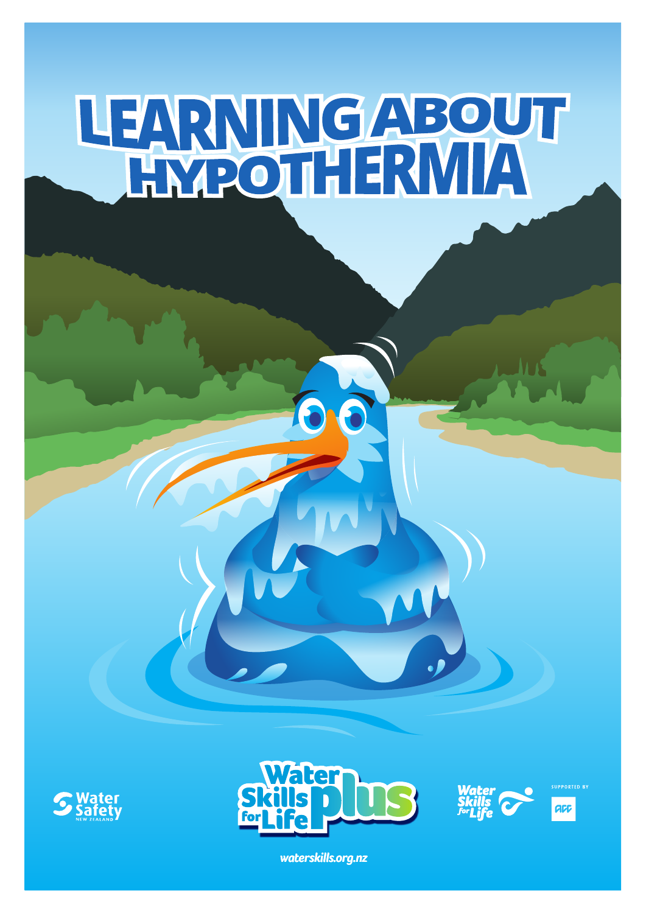# LEARNING ABOUT HYPOTHERMIA

Water Safety New Zealand

Water Skills for Life plus

Water Skills for Life

SUPPORTED BY ACC

waterskills.org.nz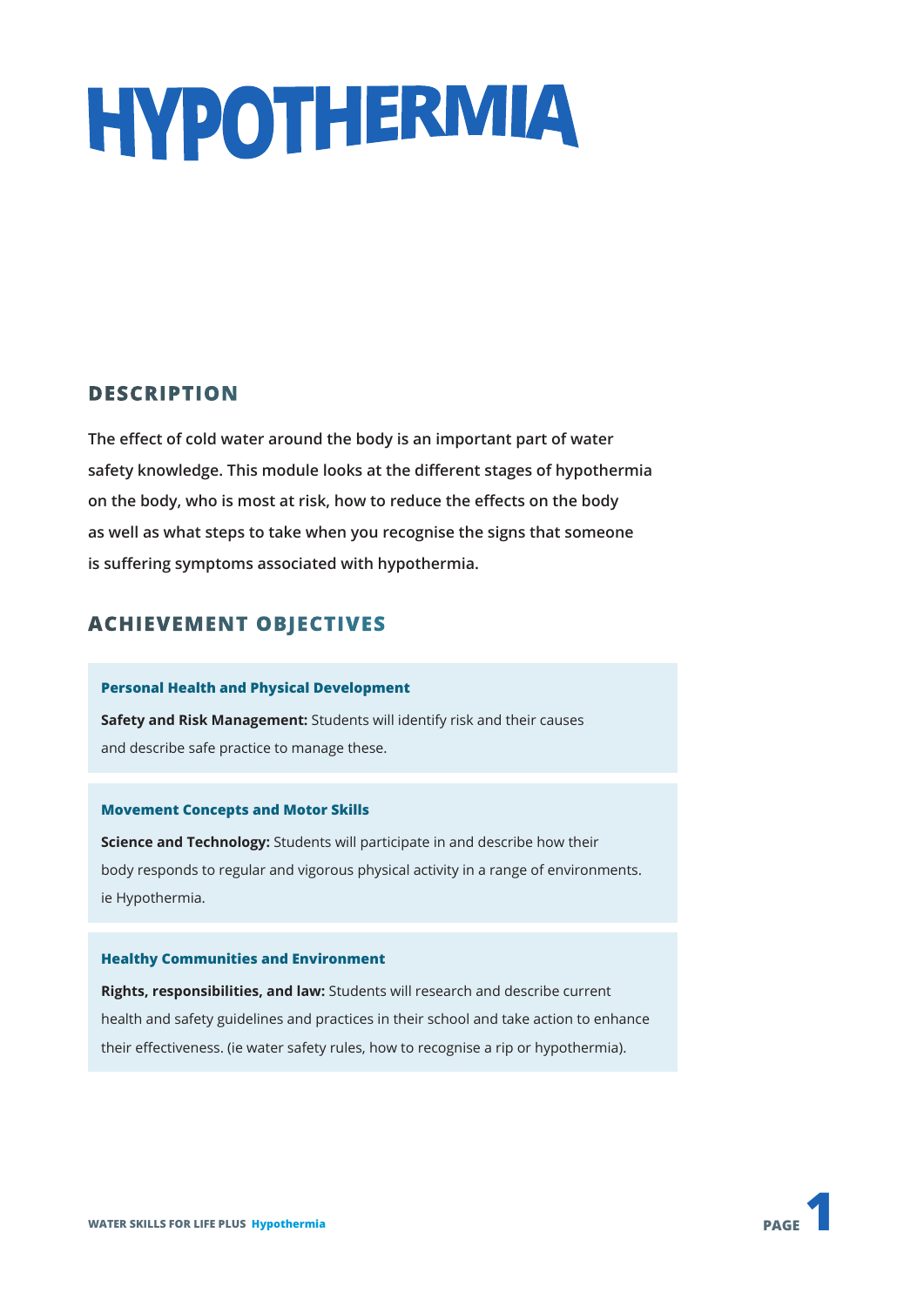# HYPOTHERMIA

## DESCRIPTION

**The effect of cold water around the body is an important part of water safety knowledge. This module looks at the different stages of hypothermia on the body, who is most at risk, how to reduce the effects on the body as well as what steps to take when you recognise the signs that someone is suffering symptoms associated with hypothermia.**

## ACHIEVEMENT OBJECTIVES

### Personal Health and Physical Development

**Safety and Risk Management:** Students will identify risk and their causes and describe safe practice to manage these.

### Movement Concepts and Motor Skills

**Science and Technology:** Students will participate in and describe how their body responds to regular and vigorous physical activity in a range of environments. ie Hypothermia.

### Healthy Communities and Environment

**Rights, responsibilities, and law:** Students will research and describe current health and safety guidelines and practices in their school and take action to enhance their effectiveness. (ie water safety rules, how to recognise a rip or hypothermia).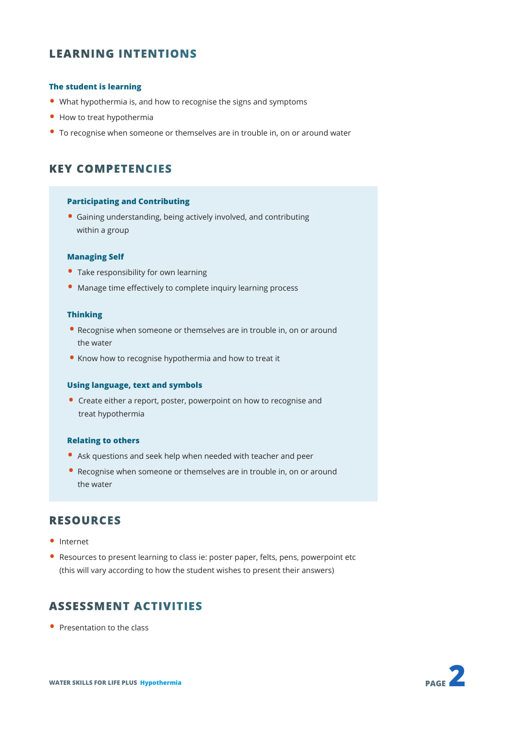## LEARNING INTENTIONS

### The student is learning

- What hypothermia is, and how to recognise the signs and symptoms
- How to treat hypothermia
- To recognise when someone or themselves are in trouble in, on or around water

## KEY COMPETENCIES

### Participating and Contributing

- Gaining understanding, being actively involved, and contributing within a group

### Managing Self

- Take responsibility for own learning
- Manage time effectively to complete inquiry learning process

### Thinking

- Recognise when someone or themselves are in trouble in, on or around the water
- Know how to recognise hypothermia and how to treat it

### Using language, text and symbols

- Create either a report, poster, powerpoint on how to recognise and treat hypothermia

### Relating to others

- Ask questions and seek help when needed with teacher and peer
- Recognise when someone or themselves are in trouble in, on or around the water

## RESOURCES

- Internet
- Resources to present learning to class ie: poster paper, felts, pens, powerpoint etc (this will vary according to how the student wishes to present their answers)

## ASSESSMENT ACTIVITIES

- Presentation to the class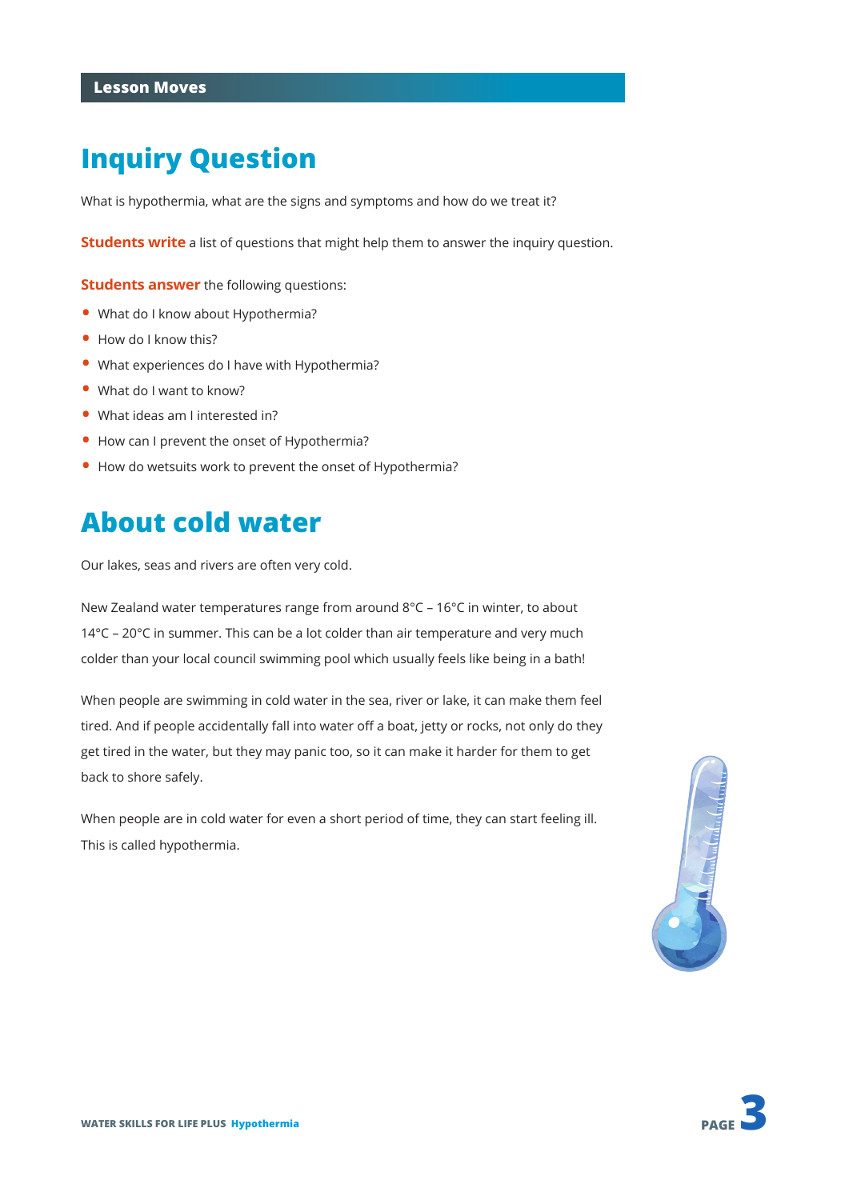**Lesson Moves**

# Inquiry Question

What is hypothermia, what are the signs and symptoms and how do we treat it?

**Students write** a list of questions that might help them to answer the inquiry question.

**Students answer** the following questions:

- What do I know about Hypothermia?
- How do I know this?
- What experiences do I have with Hypothermia?
- What do I want to know?
- What ideas am I interested in?
- How can I prevent the onset of Hypothermia?
- How do wetsuits work to prevent the onset of Hypothermia?

# About cold water

Our lakes, seas and rivers are often very cold.

New Zealand water temperatures range from around 8°C – 16°C in winter, to about 14°C – 20°C in summer. This can be a lot colder than air temperature and very much colder than your local council swimming pool which usually feels like being in a bath!

When people are swimming in cold water in the sea, river or lake, it can make them feel tired. And if people accidentally fall into water off a boat, jetty or rocks, not only do they get tired in the water, but they may panic too, so it can make it harder for them to get back to shore safely.

When people are in cold water for even a short period of time, they can start feeling ill. This is called hypothermia.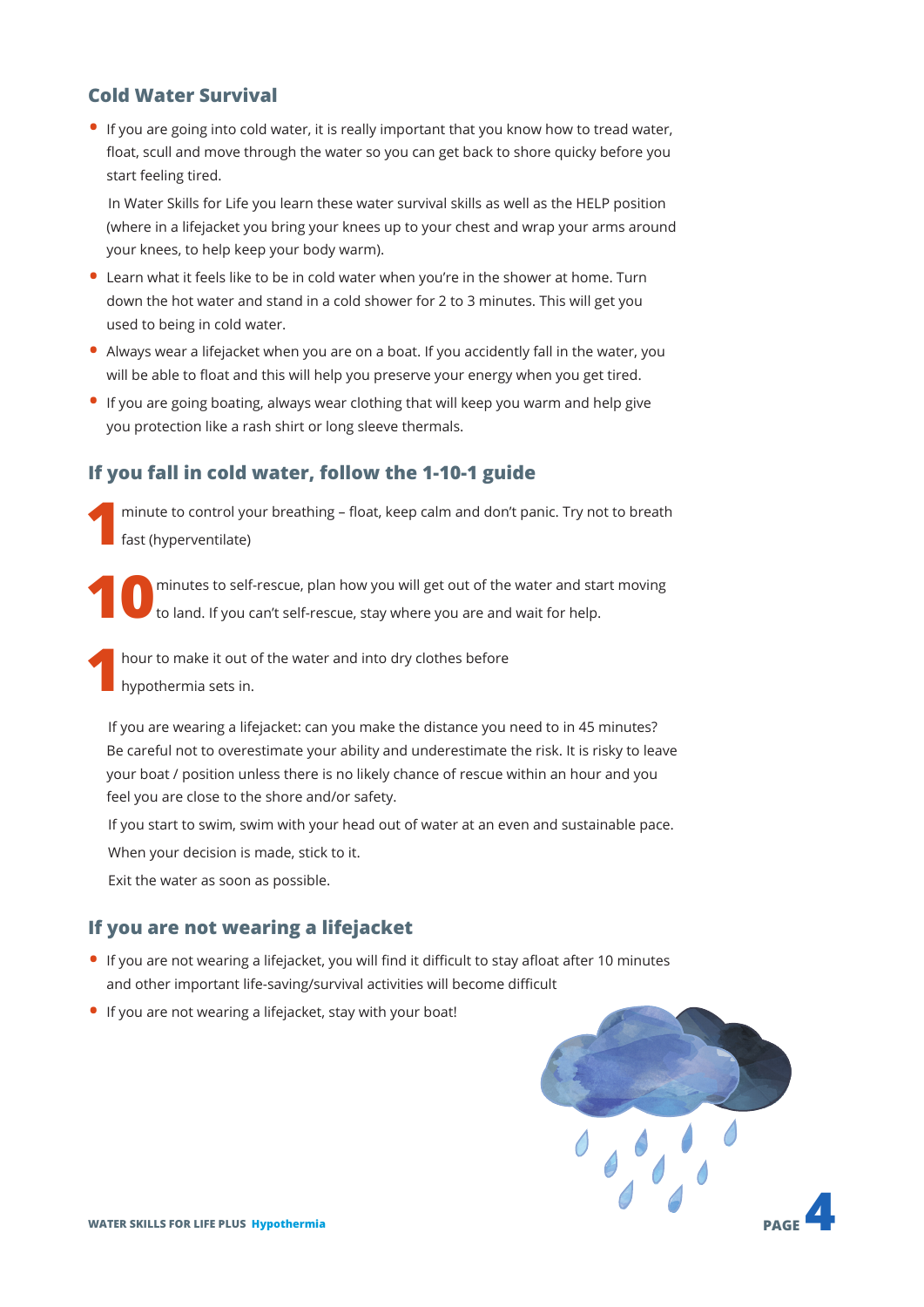## Cold Water Survival

- If you are going into cold water, it is really important that you know how to tread water, float, scull and move through the water so you can get back to shore quicky before you start feeling tired.

  In Water Skills for Life you learn these water survival skills as well as the HELP position (where in a lifejacket you bring your knees up to your chest and wrap your arms around your knees, to help keep your body warm).
- Learn what it feels like to be in cold water when you're in the shower at home. Turn down the hot water and stand in a cold shower for 2 to 3 minutes. This will get you used to being in cold water.
- Always wear a lifejacket when you are on a boat. If you accidently fall in the water, you will be able to float and this will help you preserve your energy when you get tired.
- If you are going boating, always wear clothing that will keep you warm and help give you protection like a rash shirt or long sleeve thermals.

## If you fall in cold water, follow the 1-10-1 guide

**1** minute to control your breathing – float, keep calm and don't panic. Try not to breath fast (hyperventilate)

**10** minutes to self-rescue, plan how you will get out of the water and start moving to land. If you can't self-rescue, stay where you are and wait for help.

**1** hour to make it out of the water and into dry clothes before hypothermia sets in.

If you are wearing a lifejacket: can you make the distance you need to in 45 minutes? Be careful not to overestimate your ability and underestimate the risk. It is risky to leave your boat / position unless there is no likely chance of rescue within an hour and you feel you are close to the shore and/or safety.

If you start to swim, swim with your head out of water at an even and sustainable pace.

When your decision is made, stick to it.

Exit the water as soon as possible.

## If you are not wearing a lifejacket

- If you are not wearing a lifejacket, you will find it difficult to stay afloat after 10 minutes and other important life-saving/survival activities will become difficult
- If you are not wearing a lifejacket, stay with your boat!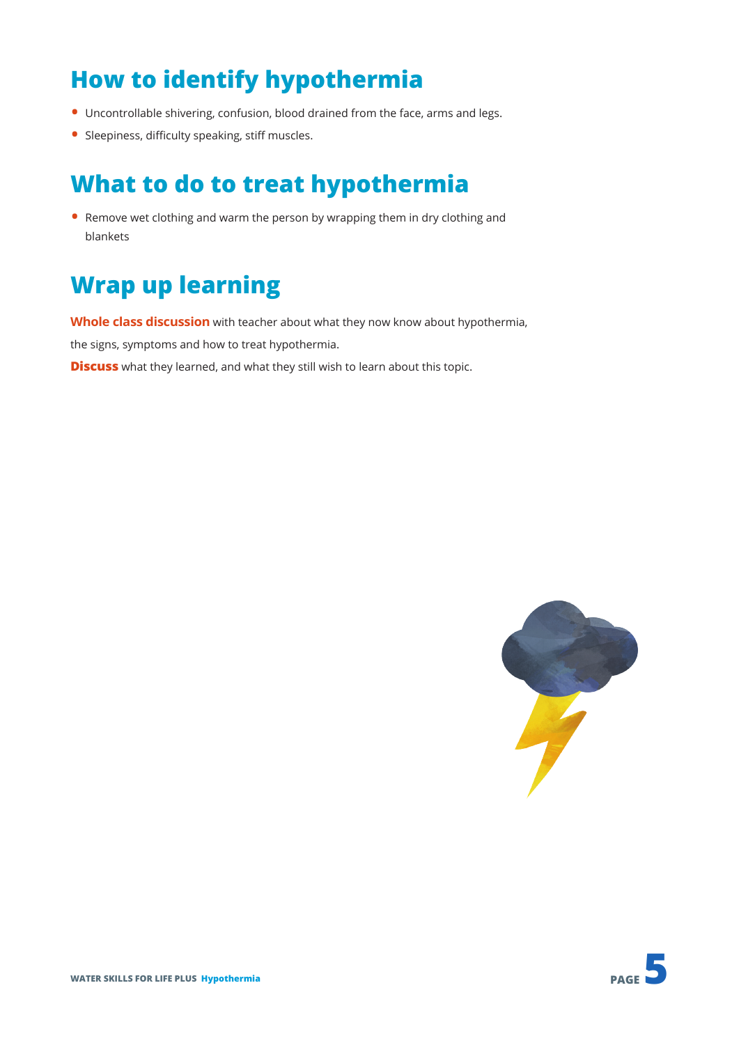## How to identify hypothermia

- Uncontrollable shivering, confusion, blood drained from the face, arms and legs.
- Sleepiness, difficulty speaking, stiff muscles.

## What to do to treat hypothermia

- Remove wet clothing and warm the person by wrapping them in dry clothing and blankets

## Wrap up learning

**Whole class discussion** with teacher about what they now know about hypothermia, the signs, symptoms and how to treat hypothermia.

**Discuss** what they learned, and what they still wish to learn about this topic.